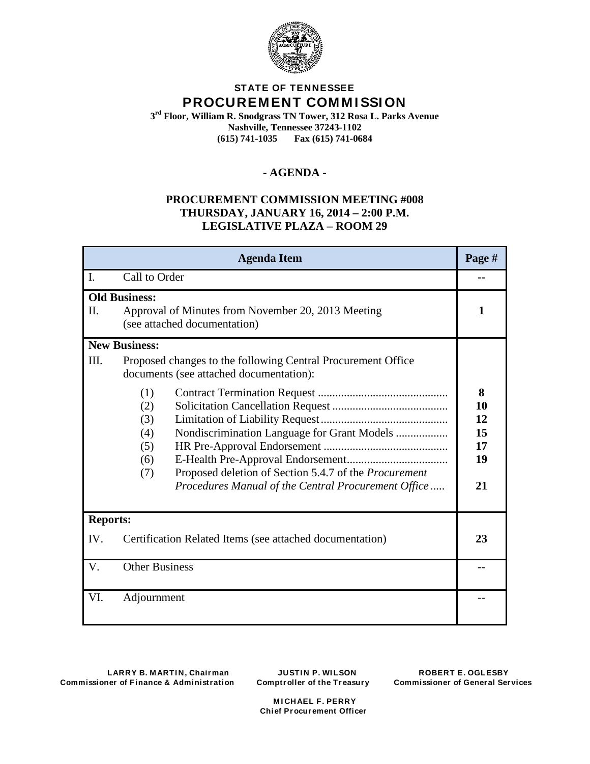**STATE OF TENNESSEE**

# PROCUREMENT COMMISSION

**3rd Floor, William R. Snodgrass TN Tower, 312 Rosa L. Parks Avenue**
**Nashville, Tennessee 37243-1102**
**(615) 741-1035 Fax (615) 741-0684**

## - AGENDA -

**PROCUREMENT COMMISSION MEETING #008**
**THURSDAY, JANUARY 16, 2014 – 2:00 P.M.**
**LEGISLATIVE PLAZA – ROOM 29**

| Agenda Item | Page # |
|---|---|
| I. Call to Order | -- |
| **Old Business:** | |
| II. Approval of Minutes from November 20, 2013 Meeting (see attached documentation) | **1** |
| **New Business:** | |
| III. Proposed changes to the following Central Procurement Office documents (see attached documentation): | |
| (1) Contract Termination Request | **8** |
| (2) Solicitation Cancellation Request | **10** |
| (3) Limitation of Liability Request | **12** |
| (4) Nondiscrimination Language for Grant Models | **15** |
| (5) HR Pre-Approval Endorsement | **17** |
| (6) E-Health Pre-Approval Endorsement | **19** |
| (7) Proposed deletion of Section 5.4.7 of the *Procurement Procedures Manual of the Central Procurement Office* | **21** |
| **Reports:** | |
| IV. Certification Related Items (see attached documentation) | **23** |
| V. Other Business | -- |
| VI. Adjournment | -- |

**LARRY B. MARTIN, Chairman**
**Commissioner of Finance & Administration**

**JUSTIN P. WILSON**
**Comptroller of the Treasury**

**ROBERT E. OGLESBY**
**Commissioner of General Services**

**MICHAEL F. PERRY**
**Chief Procurement Officer**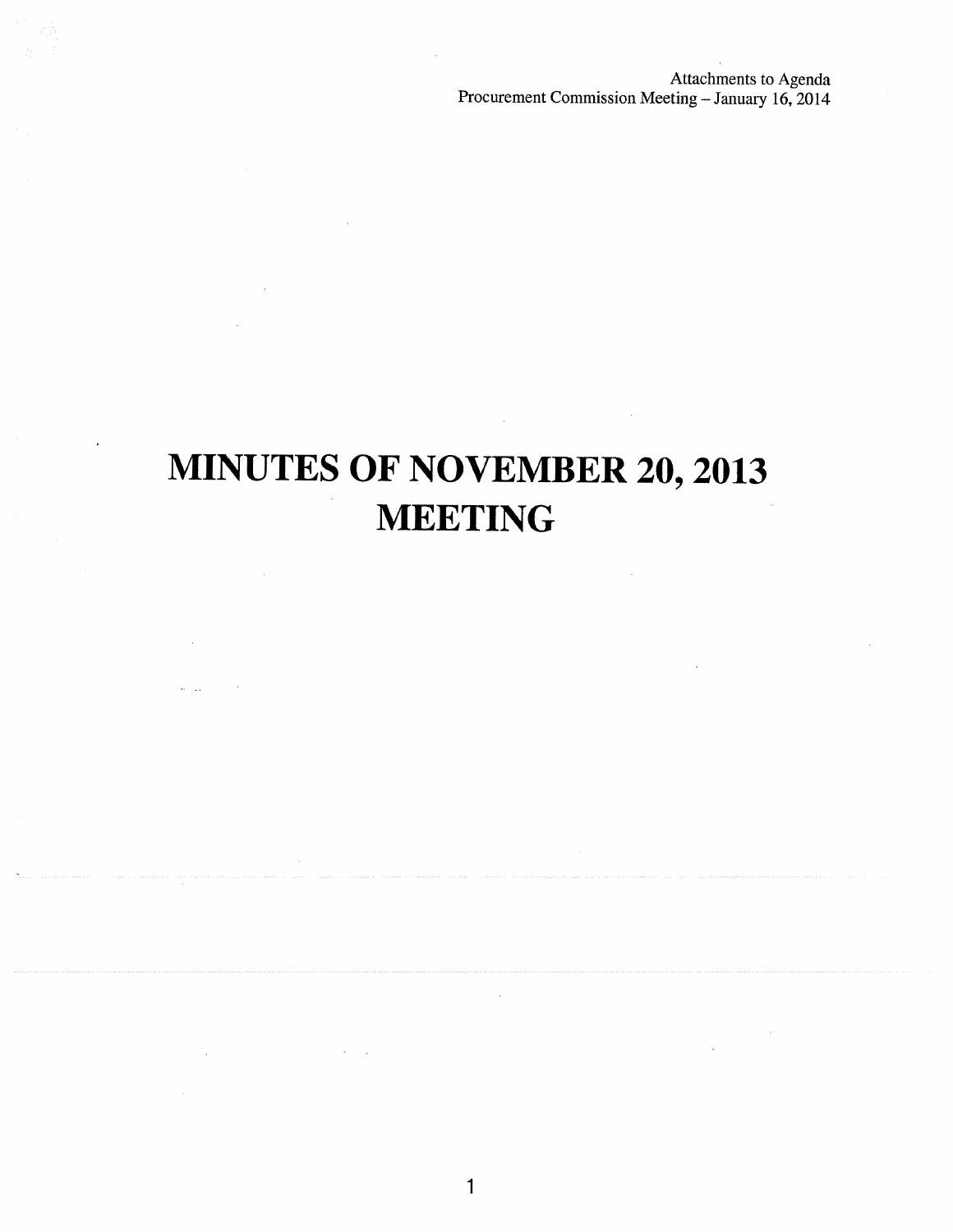# MINUTES OF NOVEMBER 20, 2013 MEETING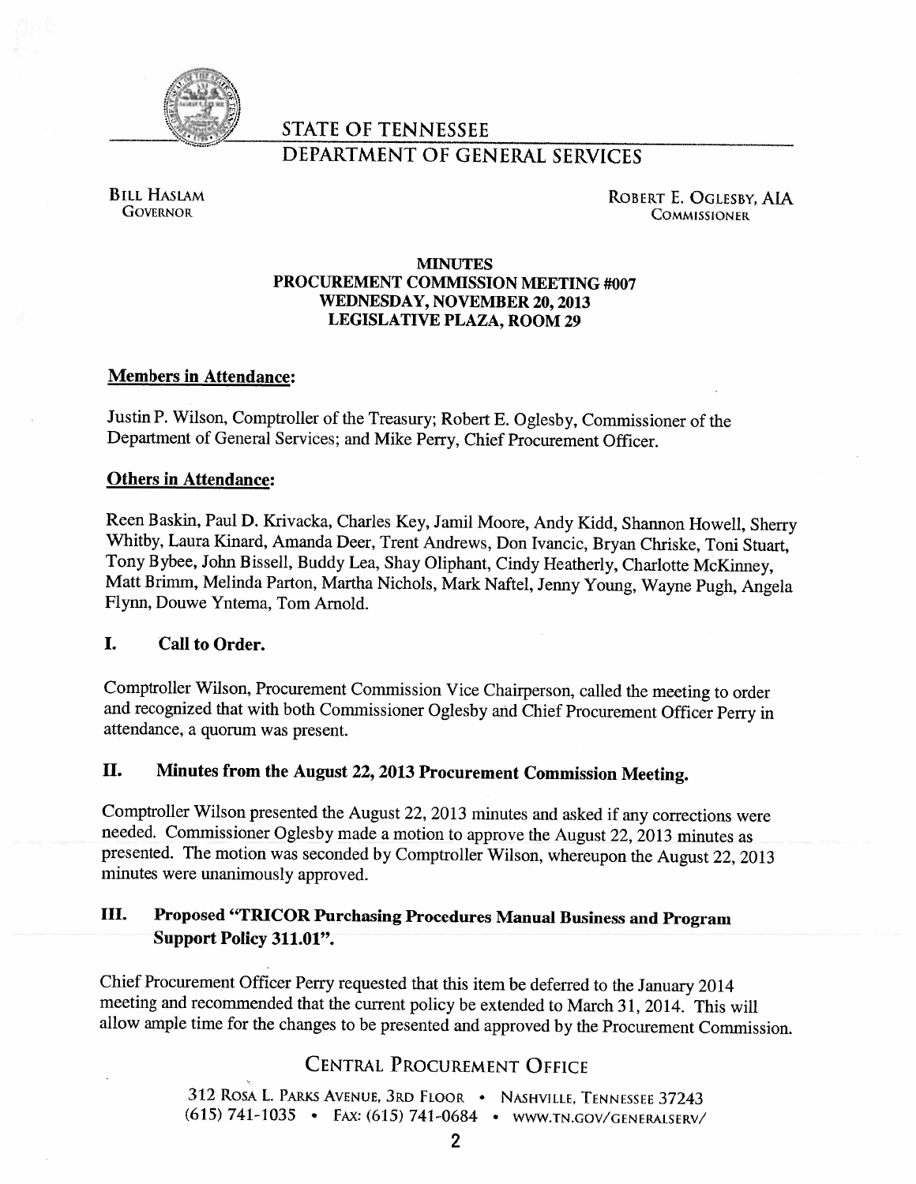STATE OF TENNESSEE

DEPARTMENT OF GENERAL SERVICES

BILL HASLAM
GOVERNOR

ROBERT E. OGLESBY, AIA
COMMISSIONER

**MINUTES**
**PROCUREMENT COMMISSION MEETING #007**
**WEDNESDAY, NOVEMBER 20, 2013**
**LEGISLATIVE PLAZA, ROOM 29**

**Members in Attendance:**

Justin P. Wilson, Comptroller of the Treasury; Robert E. Oglesby, Commissioner of the Department of General Services; and Mike Perry, Chief Procurement Officer.

**Others in Attendance:**

Reen Baskin, Paul D. Krivacka, Charles Key, Jamil Moore, Andy Kidd, Shannon Howell, Sherry Whitby, Laura Kinard, Amanda Deer, Trent Andrews, Don Ivancic, Bryan Chriske, Toni Stuart, Tony Bybee, John Bissell, Buddy Lea, Shay Oliphant, Cindy Heatherly, Charlotte McKinney, Matt Brimm, Melinda Parton, Martha Nichols, Mark Naftel, Jenny Young, Wayne Pugh, Angela Flynn, Douwe Yntema, Tom Arnold.

## I. Call to Order.

Comptroller Wilson, Procurement Commission Vice Chairperson, called the meeting to order and recognized that with both Commissioner Oglesby and Chief Procurement Officer Perry in attendance, a quorum was present.

## II. Minutes from the August 22, 2013 Procurement Commission Meeting.

Comptroller Wilson presented the August 22, 2013 minutes and asked if any corrections were needed. Commissioner Oglesby made a motion to approve the August 22, 2013 minutes as presented. The motion was seconded by Comptroller Wilson, whereupon the August 22, 2013 minutes were unanimously approved.

## III. Proposed "TRICOR Purchasing Procedures Manual Business and Program Support Policy 311.01".

Chief Procurement Officer Perry requested that this item be deferred to the January 2014 meeting and recommended that the current policy be extended to March 31, 2014. This will allow ample time for the changes to be presented and approved by the Procurement Commission.

CENTRAL PROCUREMENT OFFICE

312 ROSA L. PARKS AVENUE, 3RD FLOOR • NASHVILLE, TENNESSEE 37243
(615) 741-1035 • FAX: (615) 741-0684 • WWW.TN.GOV/GENERALSERV/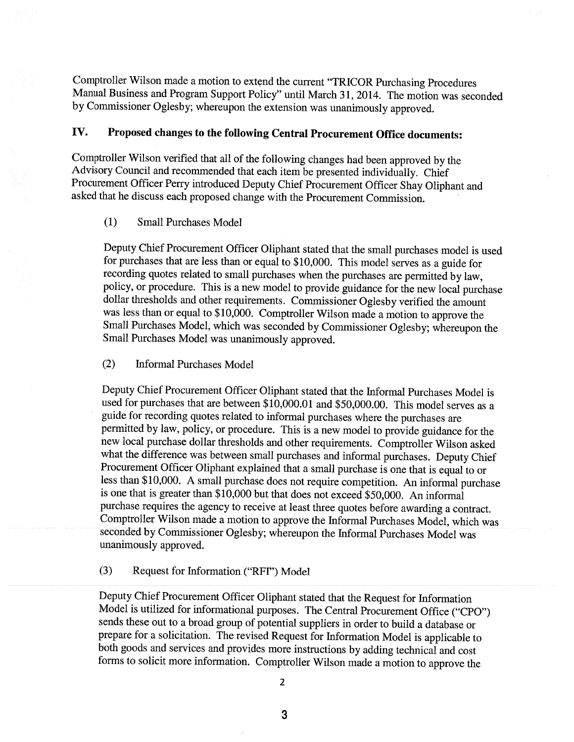Comptroller Wilson made a motion to extend the current "TRICOR Purchasing Procedures Manual Business and Program Support Policy" until March 31, 2014. The motion was seconded by Commissioner Oglesby; whereupon the extension was unanimously approved.

## IV. Proposed changes to the following Central Procurement Office documents:

Comptroller Wilson verified that all of the following changes had been approved by the Advisory Council and recommended that each item be presented individually. Chief Procurement Officer Perry introduced Deputy Chief Procurement Officer Shay Oliphant and asked that he discuss each proposed change with the Procurement Commission.

(1) Small Purchases Model

Deputy Chief Procurement Officer Oliphant stated that the small purchases model is used for purchases that are less than or equal to $10,000. This model serves as a guide for recording quotes related to small purchases when the purchases are permitted by law, policy, or procedure. This is a new model to provide guidance for the new local purchase dollar thresholds and other requirements. Commissioner Oglesby verified the amount was less than or equal to $10,000. Comptroller Wilson made a motion to approve the Small Purchases Model, which was seconded by Commissioner Oglesby; whereupon the Small Purchases Model was unanimously approved.

(2) Informal Purchases Model

Deputy Chief Procurement Officer Oliphant stated that the Informal Purchases Model is used for purchases that are between $10,000.01 and $50,000.00. This model serves as a guide for recording quotes related to informal purchases where the purchases are permitted by law, policy, or procedure. This is a new model to provide guidance for the new local purchase dollar thresholds and other requirements. Comptroller Wilson asked what the difference was between small purchases and informal purchases. Deputy Chief Procurement Officer Oliphant explained that a small purchase is one that is equal to or less than $10,000. A small purchase does not require competition. An informal purchase is one that is greater than $10,000 but that does not exceed $50,000. An informal purchase requires the agency to receive at least three quotes before awarding a contract. Comptroller Wilson made a motion to approve the Informal Purchases Model, which was seconded by Commissioner Oglesby; whereupon the Informal Purchases Model was unanimously approved.

(3) Request for Information ("RFI") Model

Deputy Chief Procurement Officer Oliphant stated that the Request for Information Model is utilized for informational purposes. The Central Procurement Office ("CPO") sends these out to a broad group of potential suppliers in order to build a database or prepare for a solicitation. The revised Request for Information Model is applicable to both goods and services and provides more instructions by adding technical and cost forms to solicit more information. Comptroller Wilson made a motion to approve the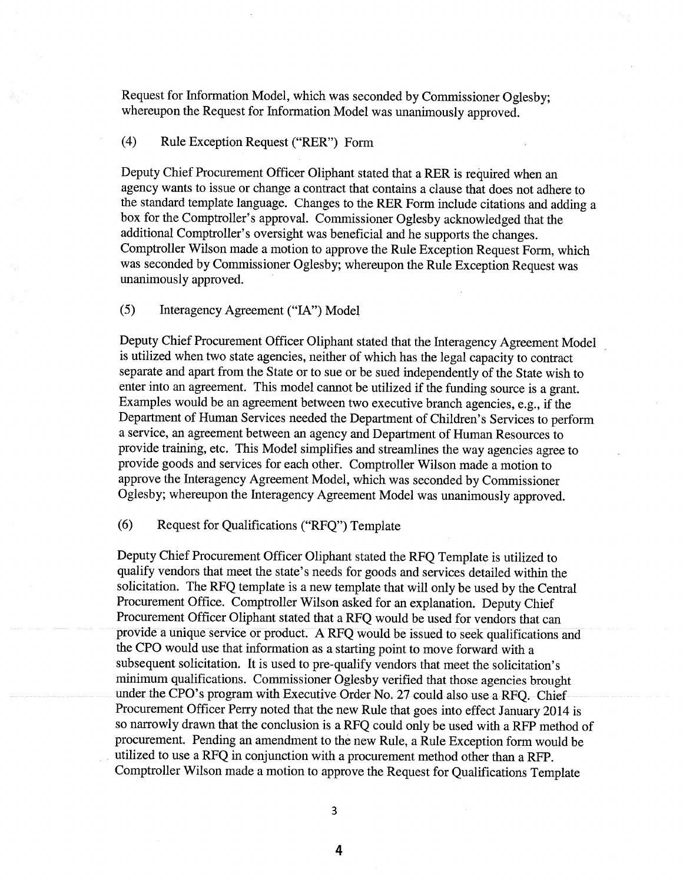Request for Information Model, which was seconded by Commissioner Oglesby; whereupon the Request for Information Model was unanimously approved.

(4) Rule Exception Request ("RER") Form

Deputy Chief Procurement Officer Oliphant stated that a RER is required when an agency wants to issue or change a contract that contains a clause that does not adhere to the standard template language. Changes to the RER Form include citations and adding a box for the Comptroller's approval. Commissioner Oglesby acknowledged that the additional Comptroller's oversight was beneficial and he supports the changes. Comptroller Wilson made a motion to approve the Rule Exception Request Form, which was seconded by Commissioner Oglesby; whereupon the Rule Exception Request was unanimously approved.

(5) Interagency Agreement ("IA") Model

Deputy Chief Procurement Officer Oliphant stated that the Interagency Agreement Model is utilized when two state agencies, neither of which has the legal capacity to contract separate and apart from the State or to sue or be sued independently of the State wish to enter into an agreement. This model cannot be utilized if the funding source is a grant. Examples would be an agreement between two executive branch agencies, e.g., if the Department of Human Services needed the Department of Children's Services to perform a service, an agreement between an agency and Department of Human Resources to provide training, etc. This Model simplifies and streamlines the way agencies agree to provide goods and services for each other. Comptroller Wilson made a motion to approve the Interagency Agreement Model, which was seconded by Commissioner Oglesby; whereupon the Interagency Agreement Model was unanimously approved.

(6) Request for Qualifications ("RFQ") Template

Deputy Chief Procurement Officer Oliphant stated the RFQ Template is utilized to qualify vendors that meet the state's needs for goods and services detailed within the solicitation. The RFQ template is a new template that will only be used by the Central Procurement Office. Comptroller Wilson asked for an explanation. Deputy Chief Procurement Officer Oliphant stated that a RFQ would be used for vendors that can provide a unique service or product. A RFQ would be issued to seek qualifications and the CPO would use that information as a starting point to move forward with a subsequent solicitation. It is used to pre-qualify vendors that meet the solicitation's minimum qualifications. Commissioner Oglesby verified that those agencies brought under the CPO's program with Executive Order No. 27 could also use a RFQ. Chief Procurement Officer Perry noted that the new Rule that goes into effect January 2014 is so narrowly drawn that the conclusion is a RFQ could only be used with a RFP method of procurement. Pending an amendment to the new Rule, a Rule Exception form would be utilized to use a RFQ in conjunction with a procurement method other than a RFP. Comptroller Wilson made a motion to approve the Request for Qualifications Template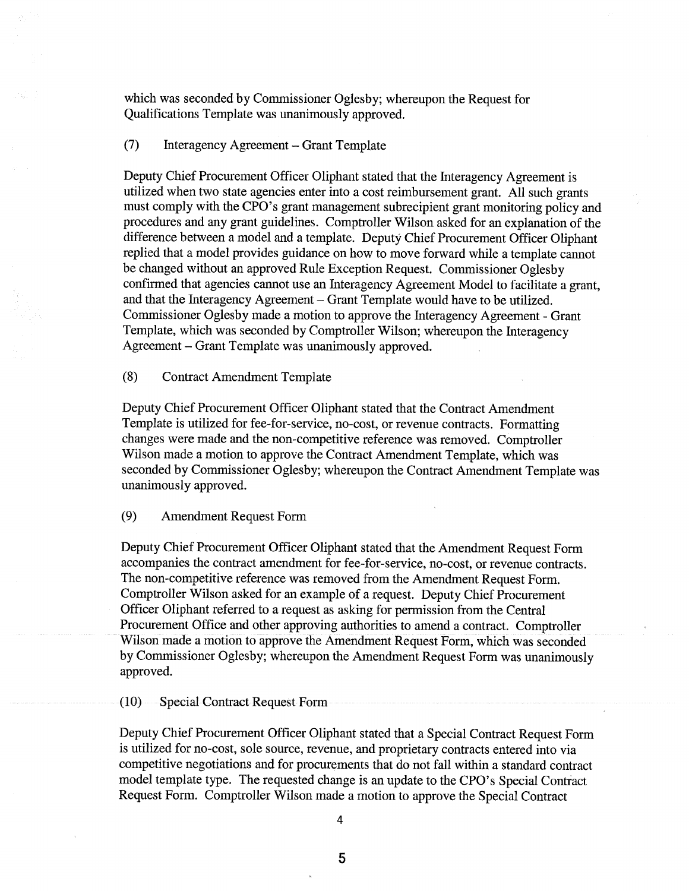which was seconded by Commissioner Oglesby; whereupon the Request for Qualifications Template was unanimously approved.

(7) Interagency Agreement – Grant Template

Deputy Chief Procurement Officer Oliphant stated that the Interagency Agreement is utilized when two state agencies enter into a cost reimbursement grant. All such grants must comply with the CPO's grant management subrecipient grant monitoring policy and procedures and any grant guidelines. Comptroller Wilson asked for an explanation of the difference between a model and a template. Deputy Chief Procurement Officer Oliphant replied that a model provides guidance on how to move forward while a template cannot be changed without an approved Rule Exception Request. Commissioner Oglesby confirmed that agencies cannot use an Interagency Agreement Model to facilitate a grant, and that the Interagency Agreement – Grant Template would have to be utilized. Commissioner Oglesby made a motion to approve the Interagency Agreement - Grant Template, which was seconded by Comptroller Wilson; whereupon the Interagency Agreement – Grant Template was unanimously approved.

(8) Contract Amendment Template

Deputy Chief Procurement Officer Oliphant stated that the Contract Amendment Template is utilized for fee-for-service, no-cost, or revenue contracts. Formatting changes were made and the non-competitive reference was removed. Comptroller Wilson made a motion to approve the Contract Amendment Template, which was seconded by Commissioner Oglesby; whereupon the Contract Amendment Template was unanimously approved.

(9) Amendment Request Form

Deputy Chief Procurement Officer Oliphant stated that the Amendment Request Form accompanies the contract amendment for fee-for-service, no-cost, or revenue contracts. The non-competitive reference was removed from the Amendment Request Form. Comptroller Wilson asked for an example of a request. Deputy Chief Procurement Officer Oliphant referred to a request as asking for permission from the Central Procurement Office and other approving authorities to amend a contract. Comptroller Wilson made a motion to approve the Amendment Request Form, which was seconded by Commissioner Oglesby; whereupon the Amendment Request Form was unanimously approved.

(10) Special Contract Request Form

Deputy Chief Procurement Officer Oliphant stated that a Special Contract Request Form is utilized for no-cost, sole source, revenue, and proprietary contracts entered into via competitive negotiations and for procurements that do not fall within a standard contract model template type. The requested change is an update to the CPO's Special Contract Request Form. Comptroller Wilson made a motion to approve the Special Contract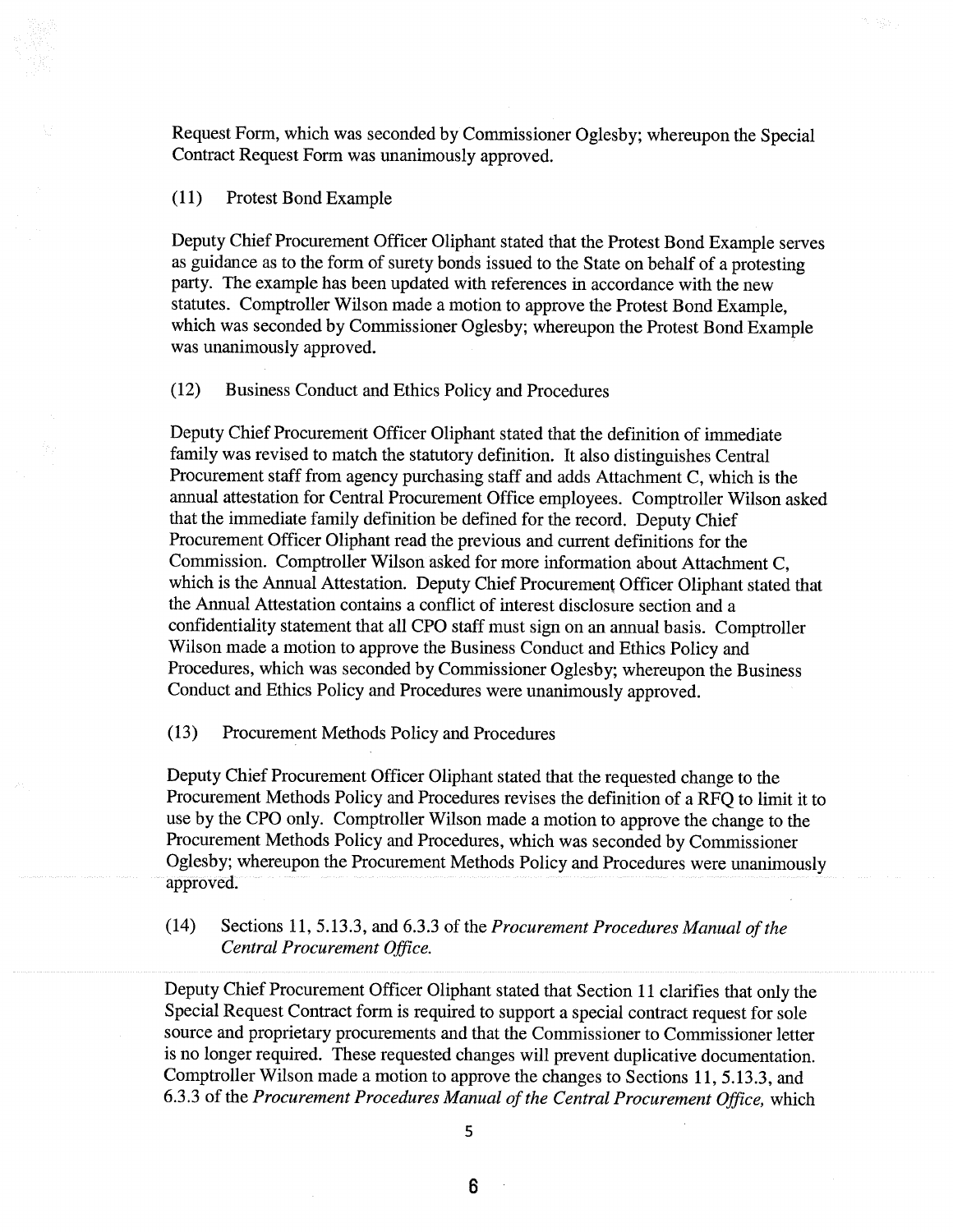Request Form, which was seconded by Commissioner Oglesby; whereupon the Special Contract Request Form was unanimously approved.

(11) Protest Bond Example

Deputy Chief Procurement Officer Oliphant stated that the Protest Bond Example serves as guidance as to the form of surety bonds issued to the State on behalf of a protesting party. The example has been updated with references in accordance with the new statutes. Comptroller Wilson made a motion to approve the Protest Bond Example, which was seconded by Commissioner Oglesby; whereupon the Protest Bond Example was unanimously approved.

(12) Business Conduct and Ethics Policy and Procedures

Deputy Chief Procurement Officer Oliphant stated that the definition of immediate family was revised to match the statutory definition. It also distinguishes Central Procurement staff from agency purchasing staff and adds Attachment C, which is the annual attestation for Central Procurement Office employees. Comptroller Wilson asked that the immediate family definition be defined for the record. Deputy Chief Procurement Officer Oliphant read the previous and current definitions for the Commission. Comptroller Wilson asked for more information about Attachment C, which is the Annual Attestation. Deputy Chief Procurement Officer Oliphant stated that the Annual Attestation contains a conflict of interest disclosure section and a confidentiality statement that all CPO staff must sign on an annual basis. Comptroller Wilson made a motion to approve the Business Conduct and Ethics Policy and Procedures, which was seconded by Commissioner Oglesby; whereupon the Business Conduct and Ethics Policy and Procedures were unanimously approved.

(13) Procurement Methods Policy and Procedures

Deputy Chief Procurement Officer Oliphant stated that the requested change to the Procurement Methods Policy and Procedures revises the definition of a RFQ to limit it to use by the CPO only. Comptroller Wilson made a motion to approve the change to the Procurement Methods Policy and Procedures, which was seconded by Commissioner Oglesby; whereupon the Procurement Methods Policy and Procedures were unanimously approved.

(14) Sections 11, 5.13.3, and 6.3.3 of the *Procurement Procedures Manual of the Central Procurement Office.*

Deputy Chief Procurement Officer Oliphant stated that Section 11 clarifies that only the Special Request Contract form is required to support a special contract request for sole source and proprietary procurements and that the Commissioner to Commissioner letter is no longer required. These requested changes will prevent duplicative documentation. Comptroller Wilson made a motion to approve the changes to Sections 11, 5.13.3, and 6.3.3 of the *Procurement Procedures Manual of the Central Procurement Office,* which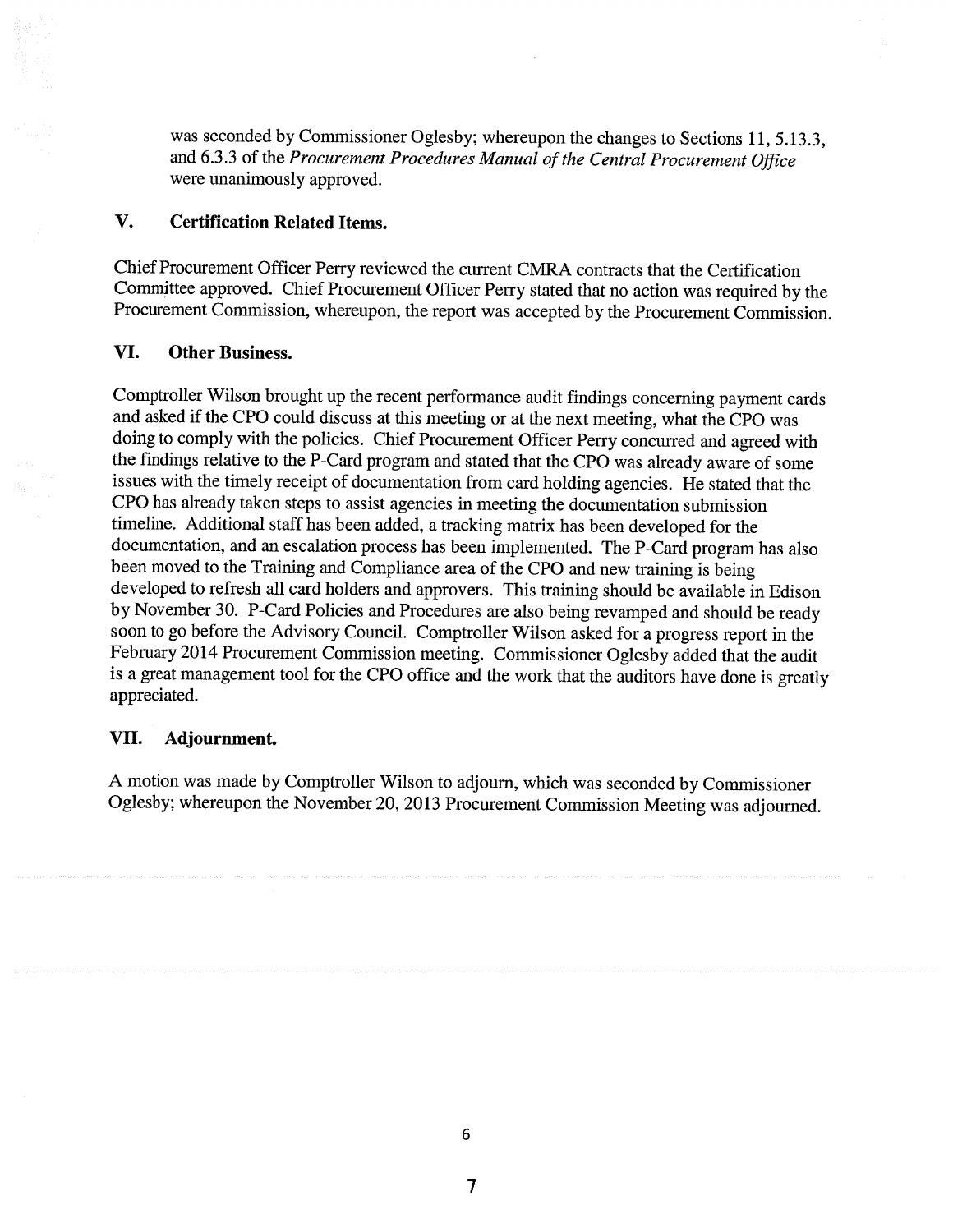was seconded by Commissioner Oglesby; whereupon the changes to Sections 11, 5.13.3, and 6.3.3 of the *Procurement Procedures Manual of the Central Procurement Office* were unanimously approved.

## V. Certification Related Items.

Chief Procurement Officer Perry reviewed the current CMRA contracts that the Certification Committee approved. Chief Procurement Officer Perry stated that no action was required by the Procurement Commission, whereupon, the report was accepted by the Procurement Commission.

## VI. Other Business.

Comptroller Wilson brought up the recent performance audit findings concerning payment cards and asked if the CPO could discuss at this meeting or at the next meeting, what the CPO was doing to comply with the policies. Chief Procurement Officer Perry concurred and agreed with the findings relative to the P-Card program and stated that the CPO was already aware of some issues with the timely receipt of documentation from card holding agencies. He stated that the CPO has already taken steps to assist agencies in meeting the documentation submission timeline. Additional staff has been added, a tracking matrix has been developed for the documentation, and an escalation process has been implemented. The P-Card program has also been moved to the Training and Compliance area of the CPO and new training is being developed to refresh all card holders and approvers. This training should be available in Edison by November 30. P-Card Policies and Procedures are also being revamped and should be ready soon to go before the Advisory Council. Comptroller Wilson asked for a progress report in the February 2014 Procurement Commission meeting. Commissioner Oglesby added that the audit is a great management tool for the CPO office and the work that the auditors have done is greatly appreciated.

## VII. Adjournment.

A motion was made by Comptroller Wilson to adjourn, which was seconded by Commissioner Oglesby; whereupon the November 20, 2013 Procurement Commission Meeting was adjourned.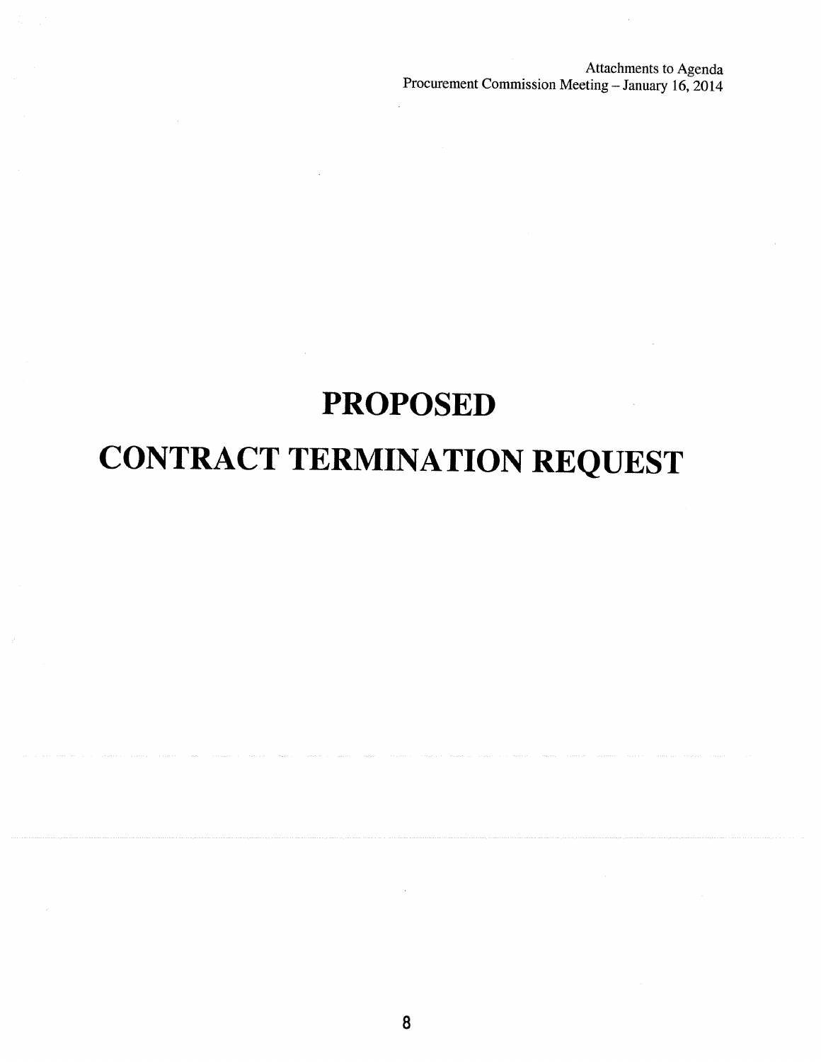# PROPOSED

# CONTRACT TERMINATION REQUEST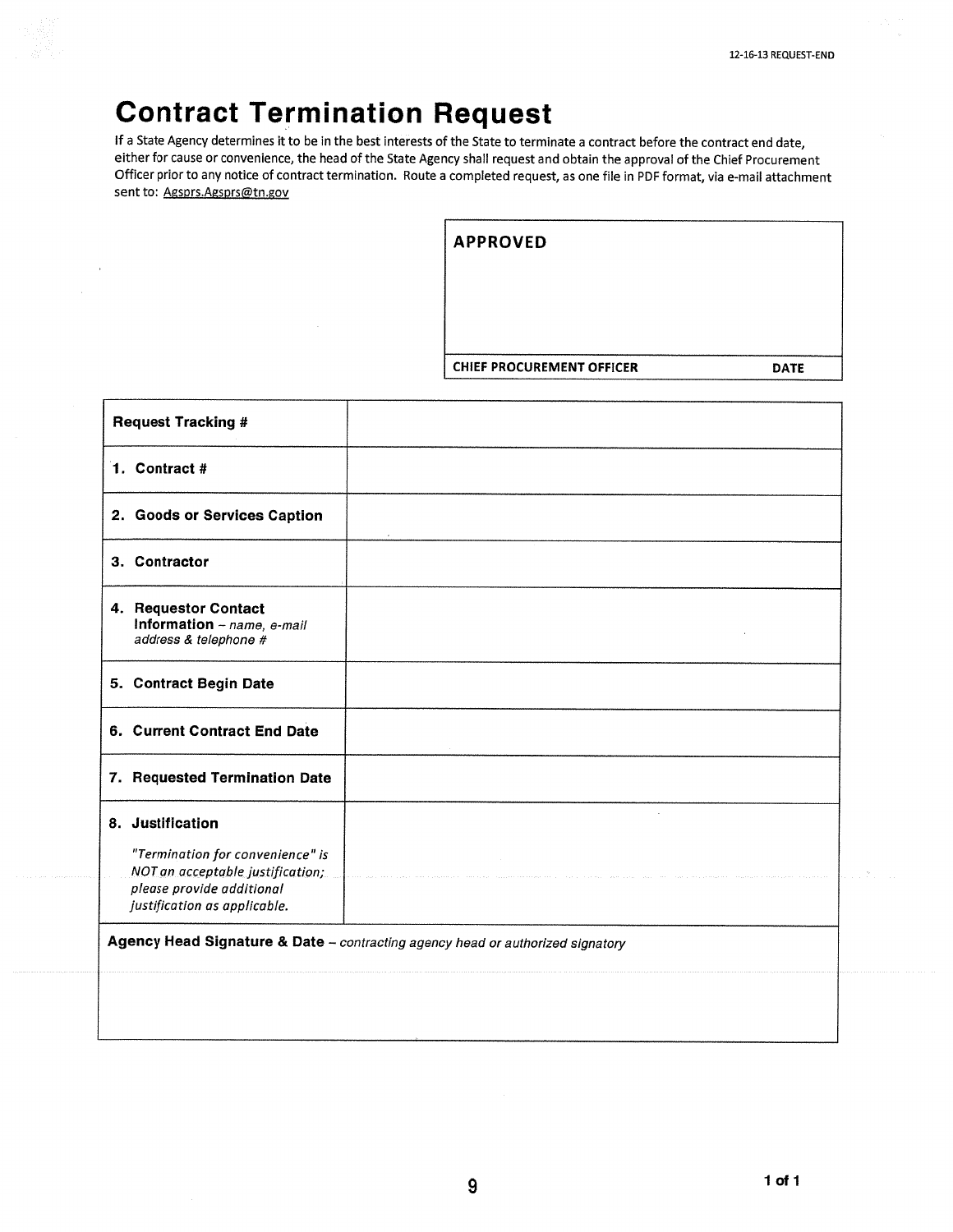# Contract Termination Request

If a State Agency determines it to be in the best interests of the State to terminate a contract before the contract end date, either for cause or convenience, the head of the State Agency shall request and obtain the approval of the Chief Procurement Officer prior to any notice of contract termination. Route a completed request, as one file in PDF format, via e-mail attachment sent to: Agsprs.Agsprs@tn.gov

| APPROVED | |
|---|---|
| | |
| CHIEF PROCUREMENT OFFICER | DATE |

| | |
|---|---|
| **Request Tracking #** | |
| **1. Contract #** | |
| **2. Goods or Services Caption** | |
| **3. Contractor** | |
| **4. Requestor Contact Information** – *name, e-mail address & telephone #* | |
| **5. Contract Begin Date** | |
| **6. Current Contract End Date** | |
| **7. Requested Termination Date** | |
| **8. Justification** *"Termination for convenience" is NOT an acceptable justification; please provide additional justification as applicable.* | |

| **Agency Head Signature & Date** – *contracting agency head or authorized signatory* |
|---|
| |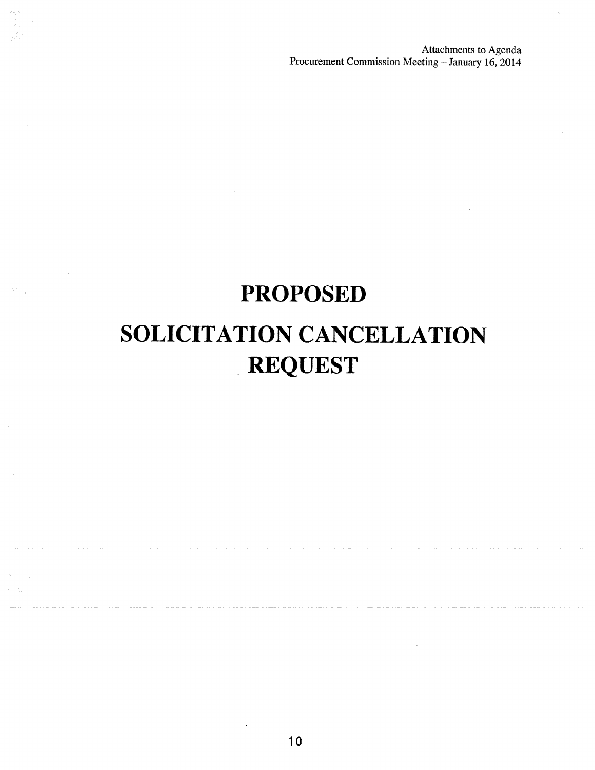# PROPOSED

# SOLICITATION CANCELLATION REQUEST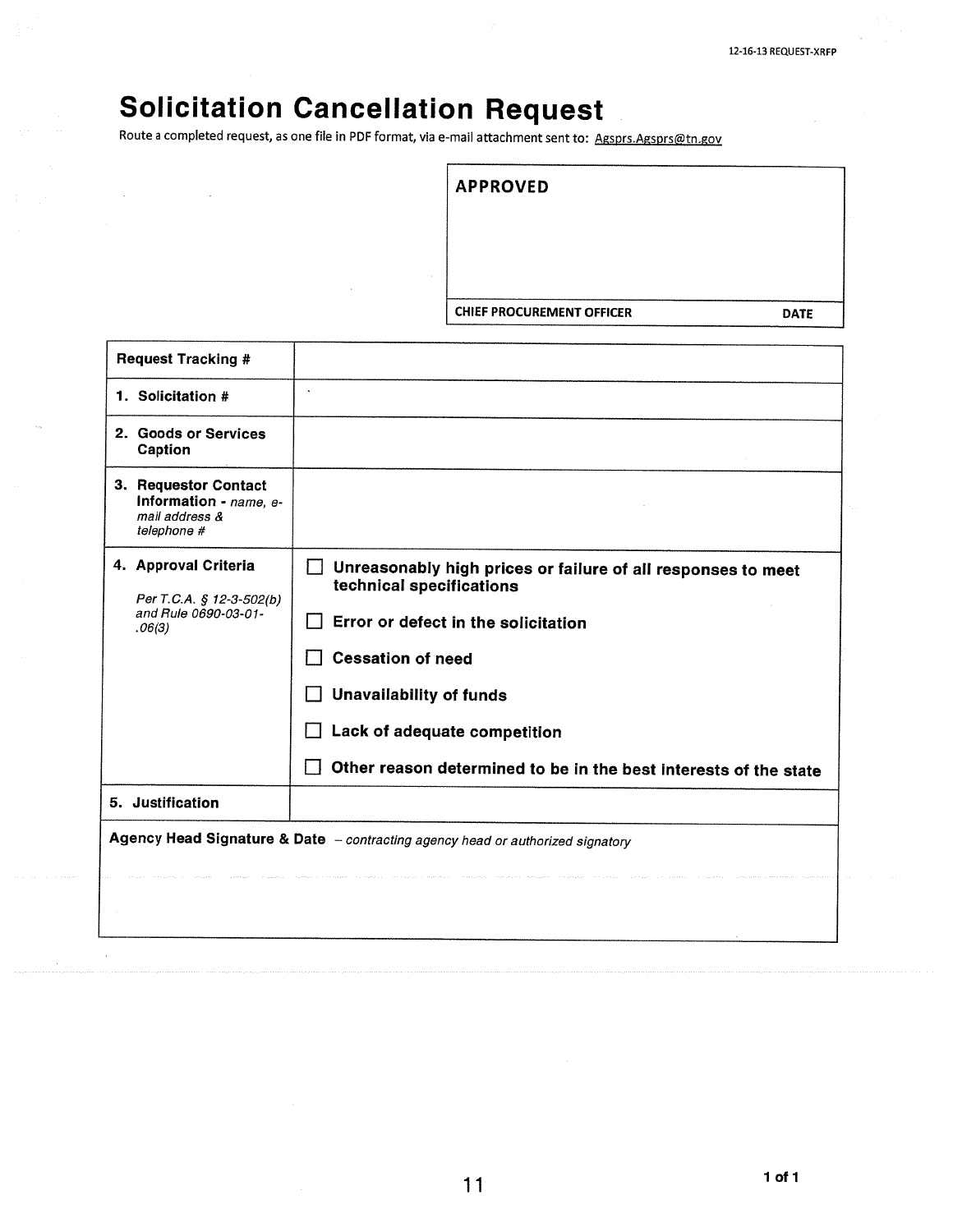# Solicitation Cancellation Request

Route a completed request, as one file in PDF format, via e-mail attachment sent to: Agsprs.Agsprs@tn.gov

| APPROVED | |
|---|---|
| | |
| CHIEF PROCUREMENT OFFICER | DATE |

| | |
|---|---|
| **Request Tracking #** | |
| **1. Solicitation #** | |
| **2. Goods or Services Caption** | |
| **3. Requestor Contact Information** - *name, e-mail address & telephone #* | |
| **4. Approval Criteria** *Per T.C.A. § 12-3-502(b) and Rule 0690-03-01-.06(3)* | ☐ **Unreasonably high prices or failure of all responses to meet technical specifications** ☐ **Error or defect in the solicitation** ☐ **Cessation of need** ☐ **Unavailability of funds** ☐ **Lack of adequate competition** ☐ **Other reason determined to be in the best interests of the state** |
| **5. Justification** | |

**Agency Head Signature & Date** – *contracting agency head or authorized signatory*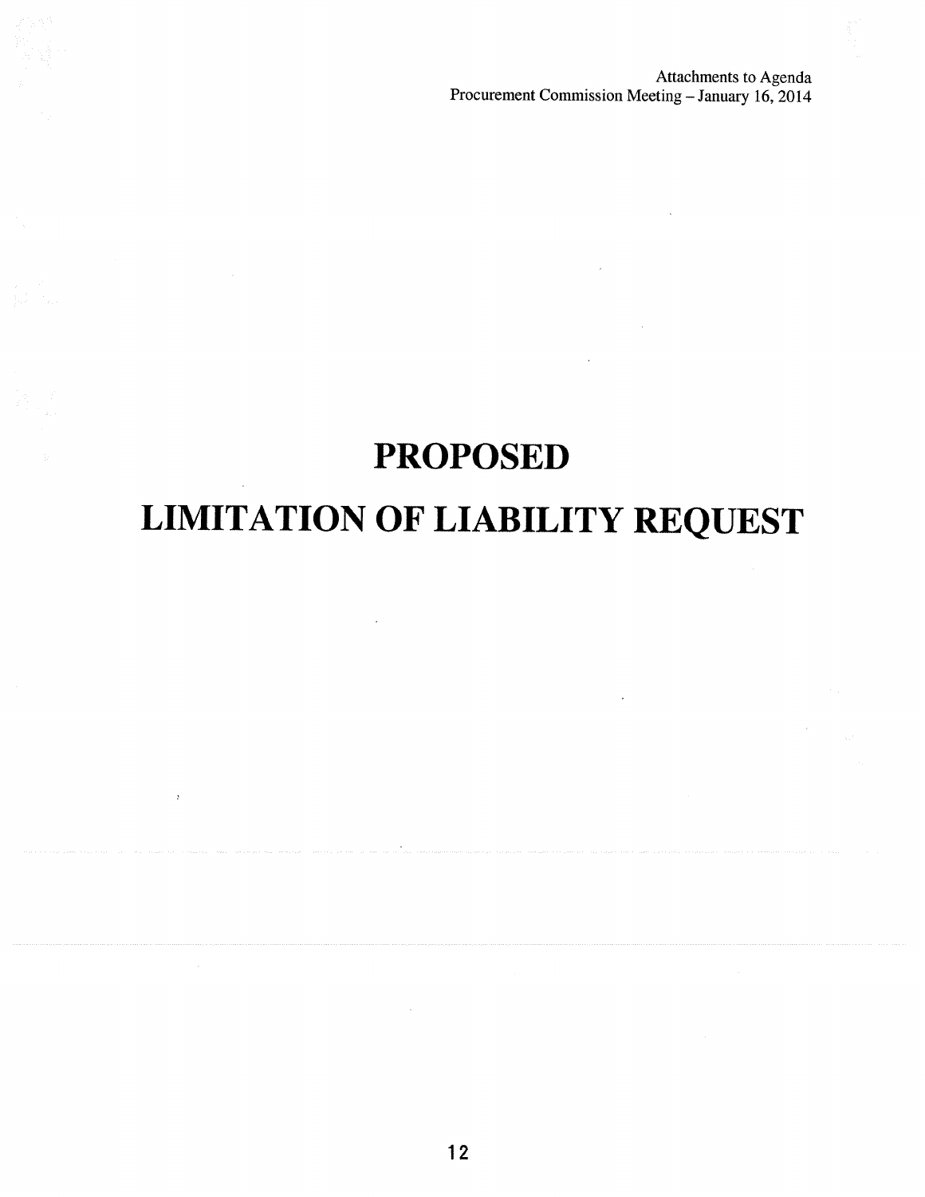# PROPOSED

# LIMITATION OF LIABILITY REQUEST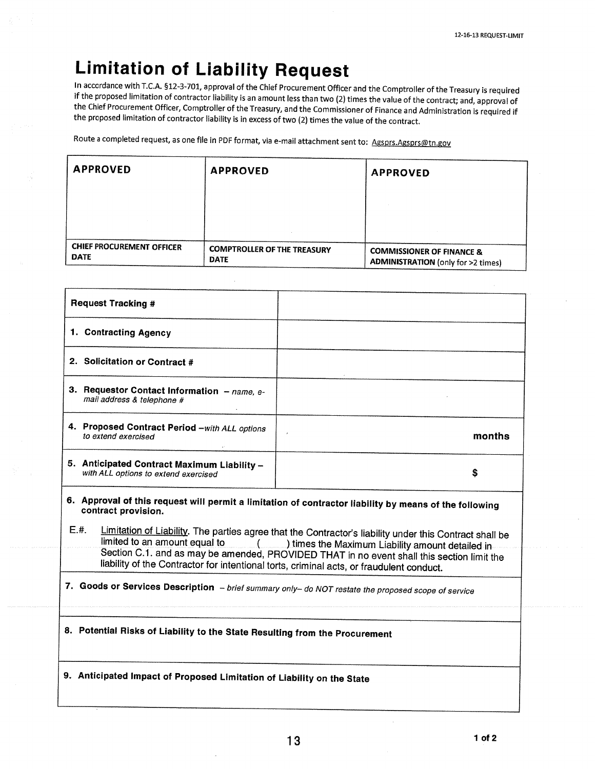# Limitation of Liability Request

In accordance with T.C.A. §12-3-701, approval of the Chief Procurement Officer and the Comptroller of the Treasury is required if the proposed limitation of contractor liability is an amount less than two (2) times the value of the contract; and, approval of the Chief Procurement Officer, Comptroller of the Treasury, and the Commissioner of Finance and Administration is required if the proposed limitation of contractor liability is in excess of two (2) times the value of the contract.

Route a completed request, as one file in PDF format, via e-mail attachment sent to: Agsprs.Agsprs@tn.gov

| APPROVED | APPROVED | APPROVED |
|---|---|---|
| | | |
| **CHIEF PROCUREMENT OFFICER DATE** | **COMPTROLLER OF THE TREASURY DATE** | **COMMISSIONER OF FINANCE & ADMINISTRATION** (only for >2 times) |

| | |
|---|---|
| **Request Tracking #** | |
| **1. Contracting Agency** | |
| **2. Solicitation or Contract #** | |
| **3. Requestor Contact Information** – *name, e-mail address & telephone #* | |
| **4. Proposed Contract Period** –*with ALL options to extend exercised* | **months** |
| **5. Anticipated Contract Maximum Liability** – *with ALL options to extend exercised* | **$** |

**6. Approval of this request will permit a limitation of contractor liability by means of the following contract provision.**

E.#. Limitation of Liability. The parties agree that the Contractor's liability under this Contract shall be limited to an amount equal to ( ) times the Maximum Liability amount detailed in Section C.1. and as may be amended, PROVIDED THAT in no event shall this section limit the liability of the Contractor for intentional torts, criminal acts, or fraudulent conduct.

**7. Goods or Services Description** – *brief summary only– do NOT restate the proposed scope of service*

**8. Potential Risks of Liability to the State Resulting from the Procurement**

**9. Anticipated Impact of Proposed Limitation of Liability on the State**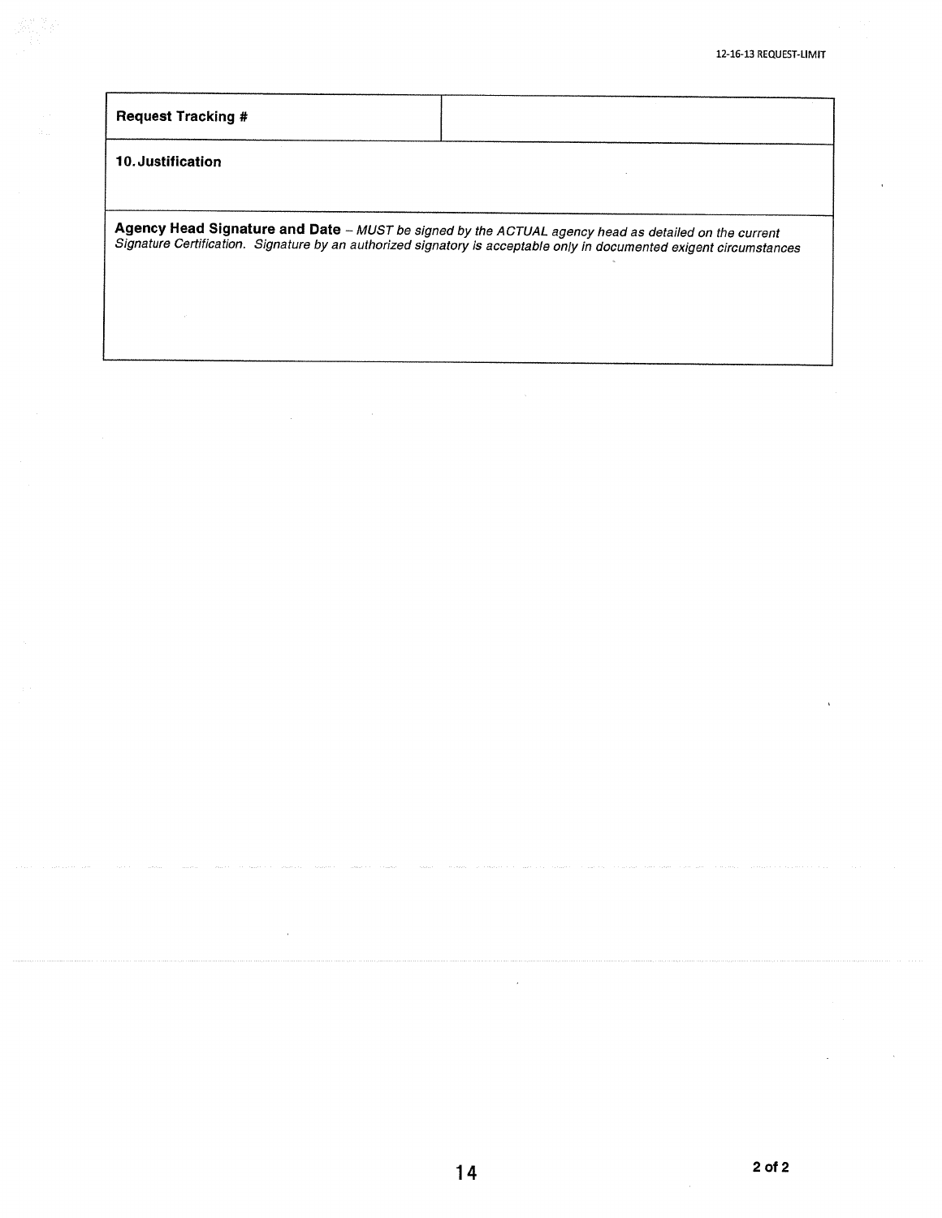| Request Tracking # | |
|---|---|

**10. Justification**

**Agency Head Signature and Date** – *MUST be signed by the ACTUAL agency head as detailed on the current Signature Certification. Signature by an authorized signatory is acceptable only in documented exigent circumstances*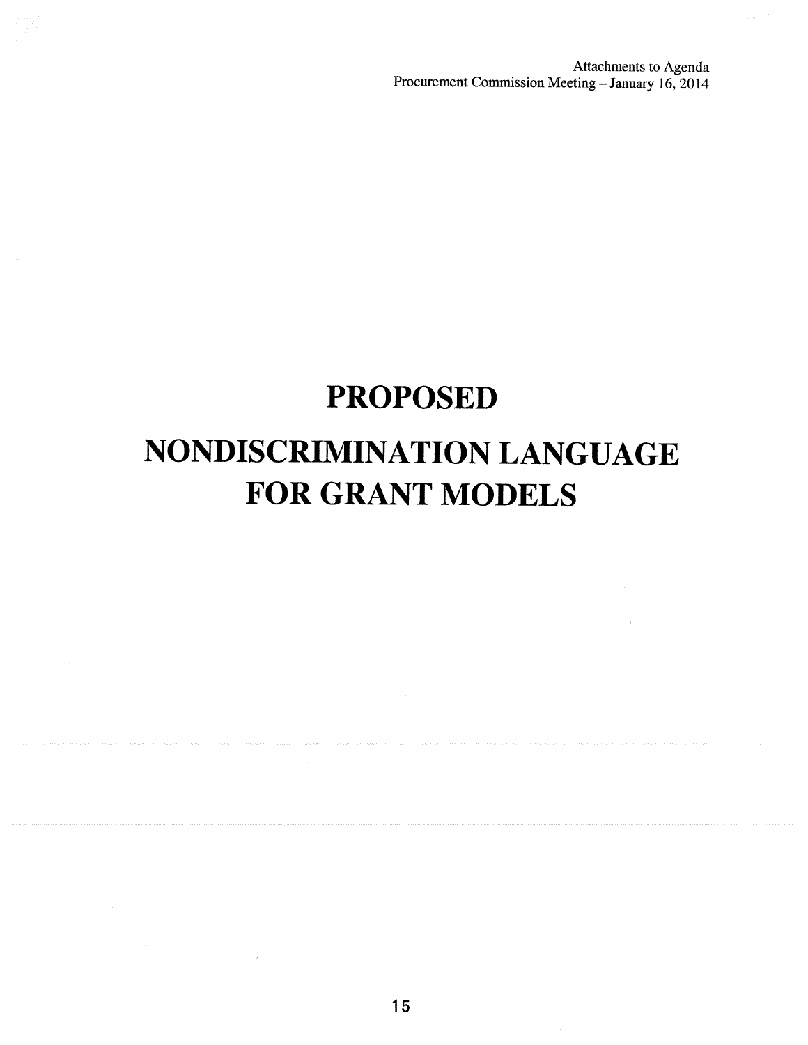# PROPOSED

# NONDISCRIMINATION LANGUAGE FOR GRANT MODELS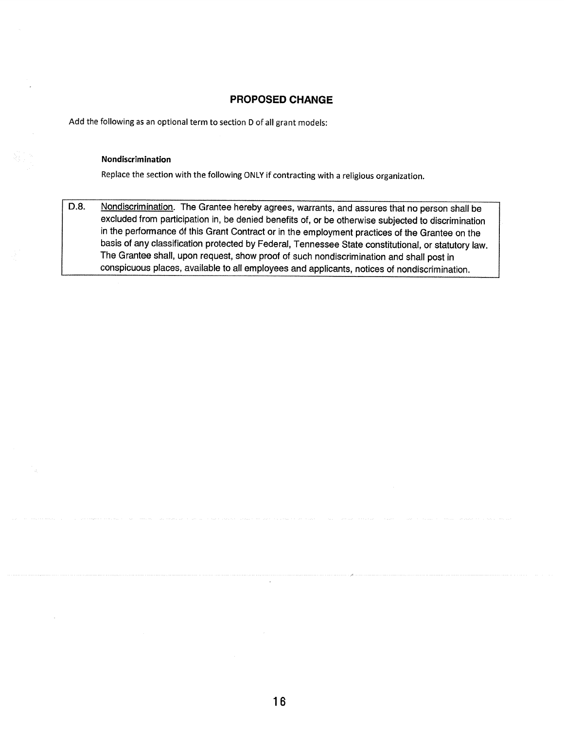## PROPOSED CHANGE

Add the following as an optional term to section D of all grant models:

**Nondiscrimination**

Replace the section with the following ONLY if contracting with a religious organization.

| D.8. | Nondiscrimination. The Grantee hereby agrees, warrants, and assures that no person shall be excluded from participation in, be denied benefits of, or be otherwise subjected to discrimination in the performance of this Grant Contract or in the employment practices of the Grantee on the basis of any classification protected by Federal, Tennessee State constitutional, or statutory law. The Grantee shall, upon request, show proof of such nondiscrimination and shall post in conspicuous places, available to all employees and applicants, notices of nondiscrimination. |
|---|---|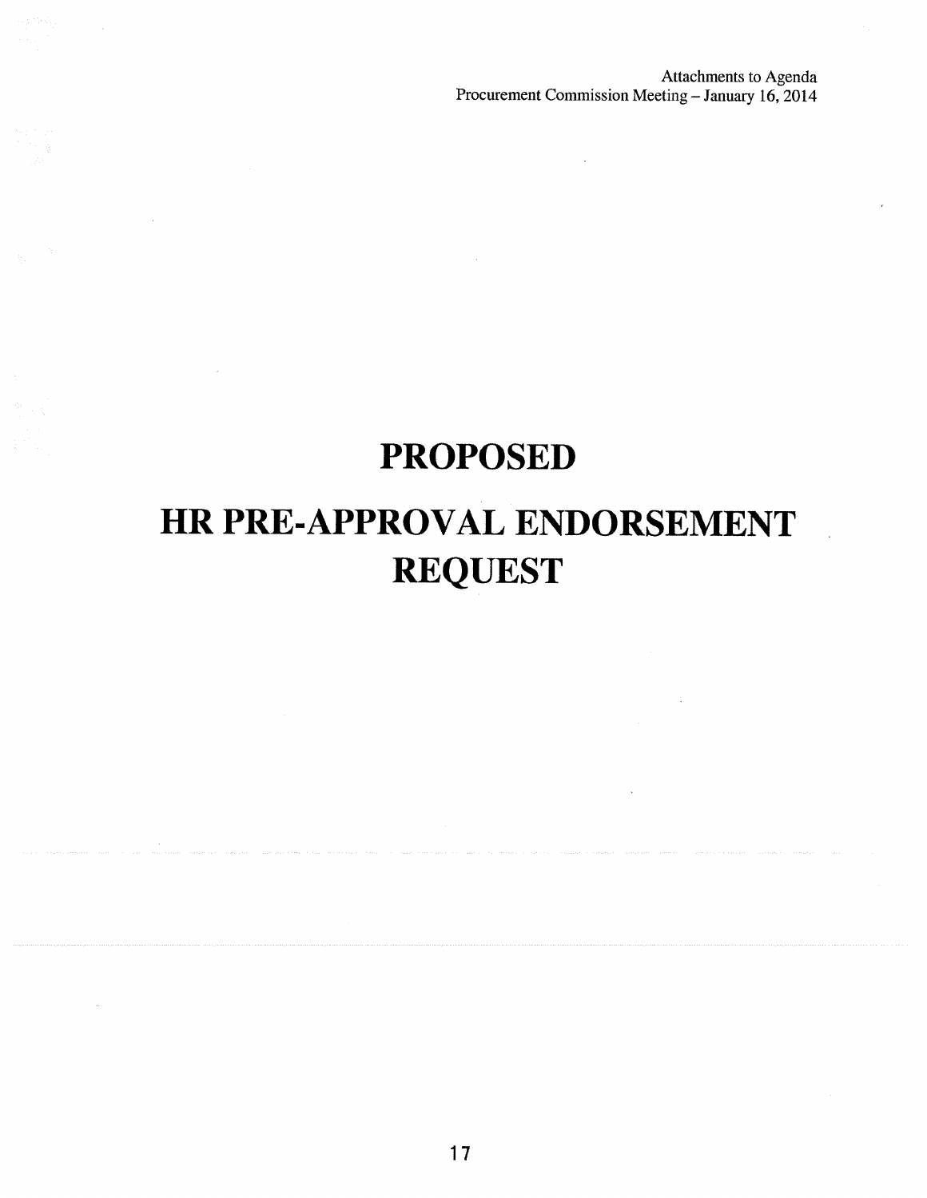# PROPOSED

# HR PRE-APPROVAL ENDORSEMENT REQUEST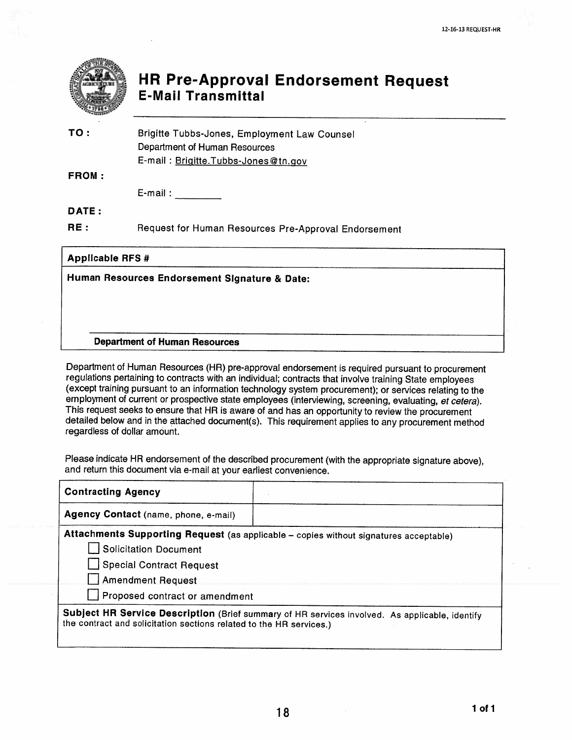12-16-13 REQUEST-HR

# HR Pre-Approval Endorsement Request
## E-Mail Transmittal

**TO:** Brigitte Tubbs-Jones, Employment Law Counsel
Department of Human Resources
E-mail : Brigitte.Tubbs-Jones@tn.gov

**FROM:**

E-mail : ________

**DATE:**

**RE:** Request for Human Resources Pre-Approval Endorsement

| **Applicable RFS #** |
|---|
| **Human Resources Endorsement Signature & Date:**<br><br><br>______________________________<br>**Department of Human Resources** |

Department of Human Resources (HR) pre-approval endorsement is required pursuant to procurement regulations pertaining to contracts with an individual; contracts that involve training State employees (except training pursuant to an information technology system procurement); or services relating to the employment of current or prospective state employees (interviewing, screening, evaluating, *et cetera*). This request seeks to ensure that HR is aware of and has an opportunity to review the procurement detailed below and in the attached document(s). This requirement applies to any procurement method regardless of dollar amount.

Please indicate HR endorsement of the described procurement (with the appropriate signature above), and return this document via e-mail at your earliest convenience.

| **Contracting Agency** | |
|---|---|
| **Agency Contact** (name, phone, e-mail) | |
| **Attachments Supporting Request** (as applicable – copies without signatures acceptable)<br>☐ Solicitation Document<br>☐ Special Contract Request<br>☐ Amendment Request<br>☐ Proposed contract or amendment | |
| **Subject HR Service Description** (Brief summary of HR services involved. As applicable, identify the contract and solicitation sections related to the HR services.) | |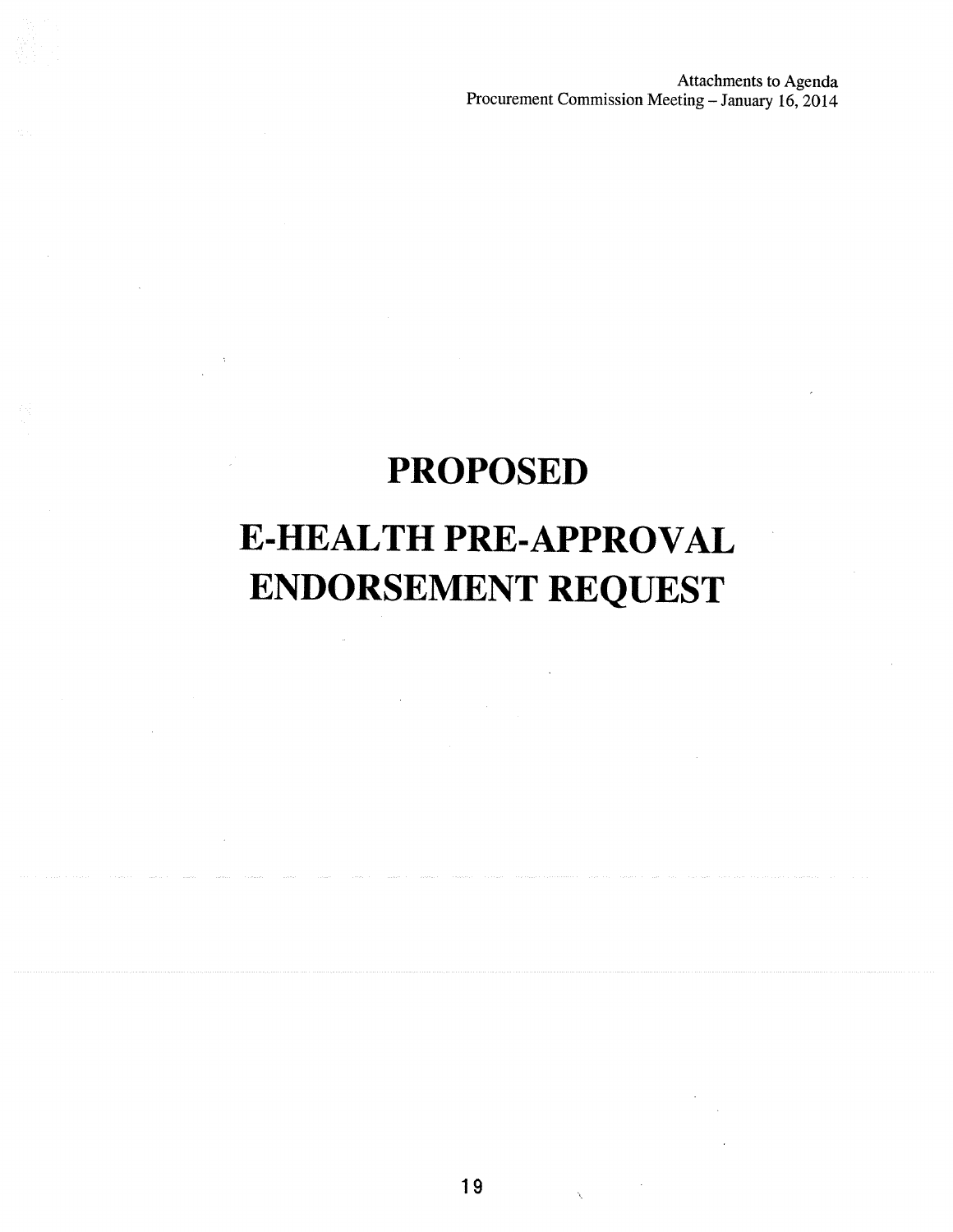# PROPOSED

# E-HEALTH PRE-APPROVAL ENDORSEMENT REQUEST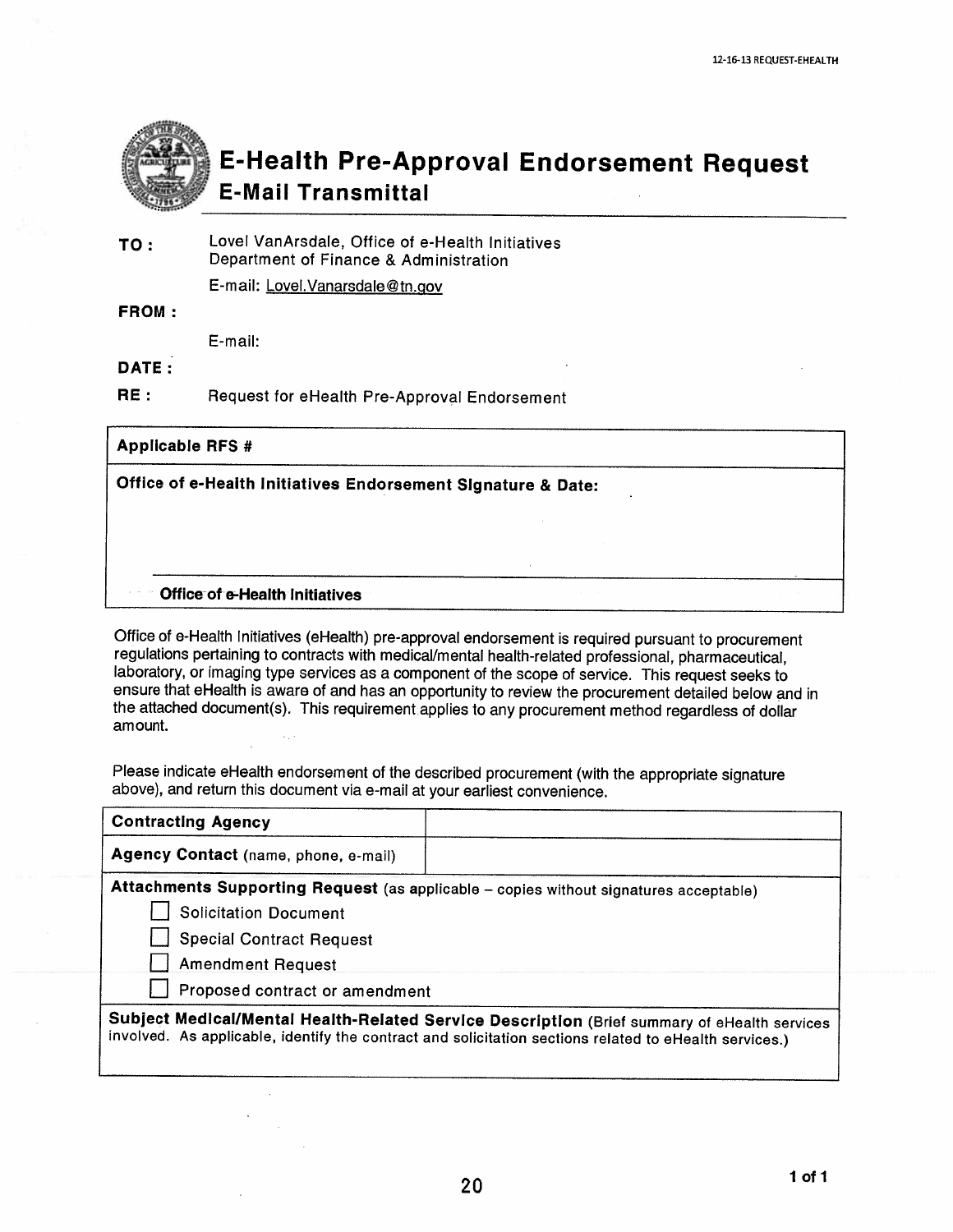12-16-13 REQUEST-EHEALTH

# E-Health Pre-Approval Endorsement Request
## E-Mail Transmittal

**TO :** Lovel VanArsdale, Office of e-Health Initiatives
Department of Finance & Administration
E-mail: Lovel.Vanarsdale@tn.gov

**FROM :**
E-mail:

**DATE :**

**RE :** Request for eHealth Pre-Approval Endorsement

| **Applicable RFS #** |
|---|
| **Office of e-Health Initiatives Endorsement Signature & Date:** |
| **Office of e-Health Initiatives** |

Office of e-Health Initiatives (eHealth) pre-approval endorsement is required pursuant to procurement regulations pertaining to contracts with medical/mental health-related professional, pharmaceutical, laboratory, or imaging type services as a component of the scope of service. This request seeks to ensure that eHealth is aware of and has an opportunity to review the procurement detailed below and in the attached document(s). This requirement applies to any procurement method regardless of dollar amount.

Please indicate eHealth endorsement of the described procurement (with the appropriate signature above), and return this document via e-mail at your earliest convenience.

| **Contracting Agency** | |
|---|---|
| **Agency Contact** (name, phone, e-mail) | |

**Attachments Supporting Request** (as applicable – copies without signatures acceptable)

- ☐ Solicitation Document
- ☐ Special Contract Request
- ☐ Amendment Request
- ☐ Proposed contract or amendment

**Subject Medical/Mental Health-Related Service Description** (Brief summary of eHealth services involved. As applicable, identify the contract and solicitation sections related to eHealth services.)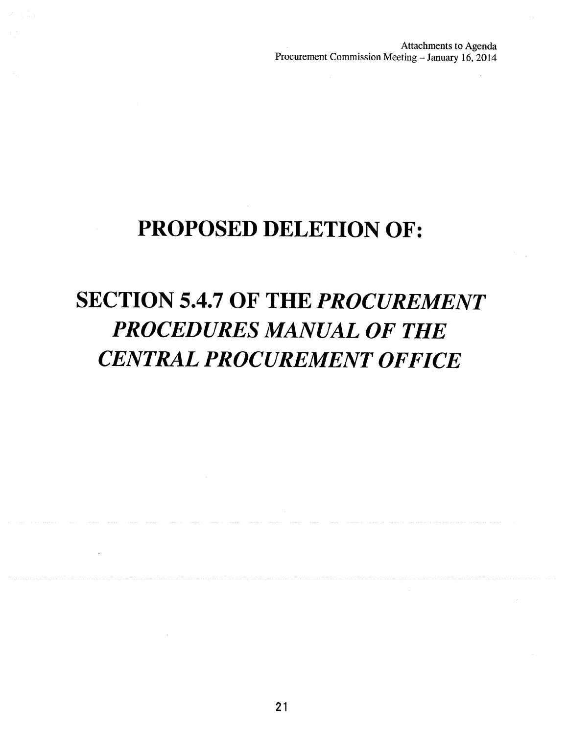# PROPOSED DELETION OF:

# SECTION 5.4.7 OF THE *PROCUREMENT PROCEDURES MANUAL OF THE CENTRAL PROCUREMENT OFFICE*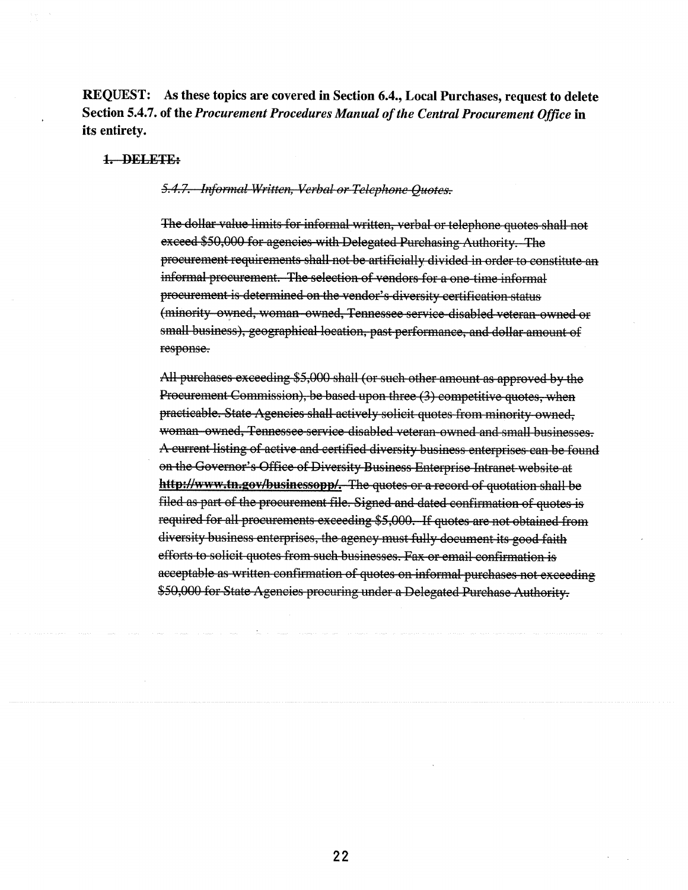**REQUEST: As these topics are covered in Section 6.4., Local Purchases, request to delete Section 5.4.7. of the *Procurement Procedures Manual of the Central Procurement Office* in its entirety.**

**~~1. DELETE:~~**

> ~~*5.4.7. Informal Written, Verbal or Telephone Quotes.*~~
>
> ~~The dollar value limits for informal written, verbal or telephone quotes shall not exceed $50,000 for agencies with Delegated Purchasing Authority. The procurement requirements shall not be artificially divided in order to constitute an informal procurement. The selection of vendors for a one-time informal procurement is determined on the vendor's diversity certification status (minority-owned, woman-owned, Tennessee service-disabled veteran-owned or small business), geographical location, past performance, and dollar amount of response.~~
>
> ~~All purchases exceeding $5,000 shall (or such other amount as approved by the Procurement Commission), be based upon three (3) competitive quotes, when practicable. State Agencies shall actively solicit quotes from minority-owned, woman-owned, Tennessee service-disabled veteran-owned and small businesses. A current listing of active and certified diversity business enterprises can be found on the Governor's Office of Diversity Business Enterprise Intranet website at **http://www.tn.gov/businessopp/.** The quotes or a record of quotation shall be filed as part of the procurement file. Signed and dated confirmation of quotes is required for all procurements exceeding $5,000. If quotes are not obtained from diversity business enterprises, the agency must fully document its good faith efforts to solicit quotes from such businesses. Fax or email confirmation is acceptable as written confirmation of quotes on informal purchases not exceeding $50,000 for State Agencies procuring under a Delegated Purchase Authority.~~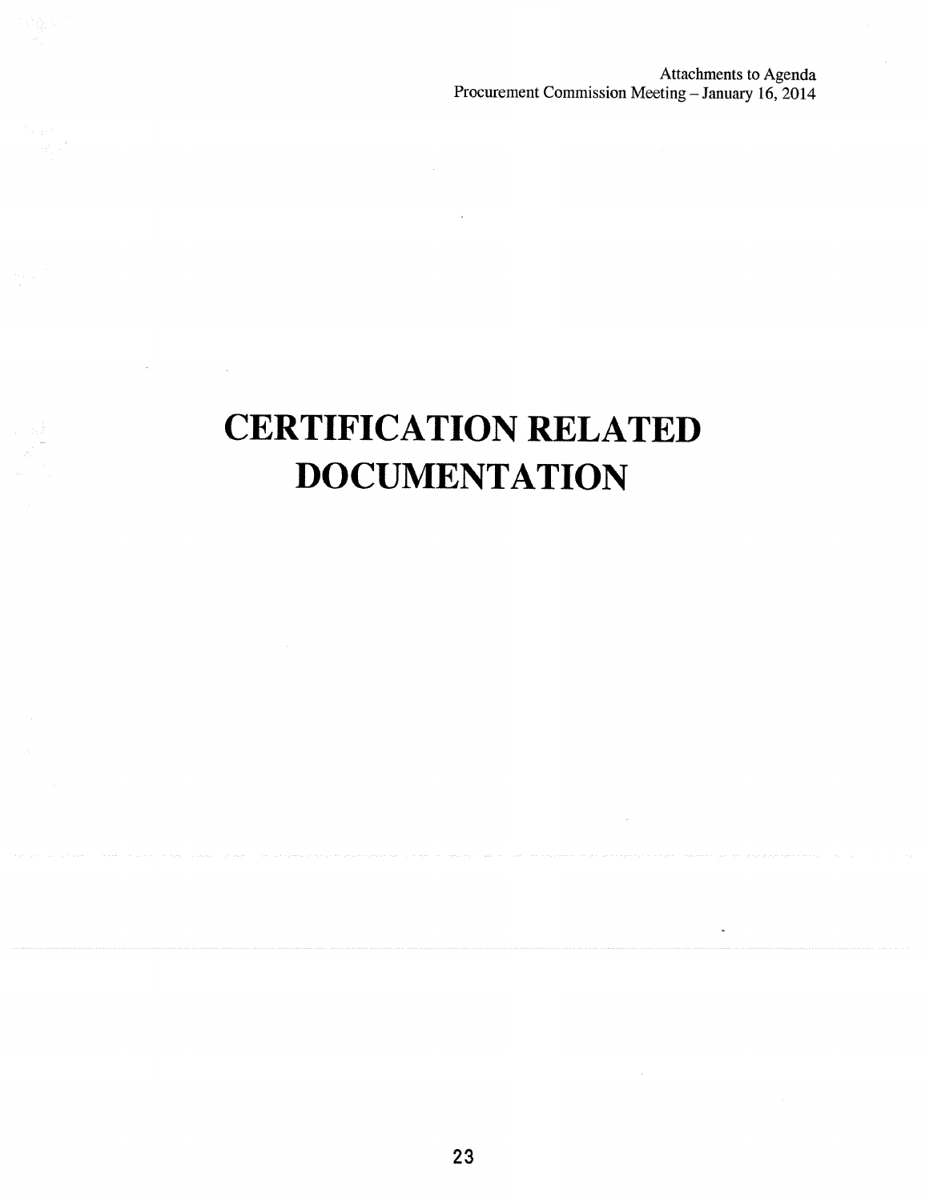# CERTIFICATION RELATED DOCUMENTATION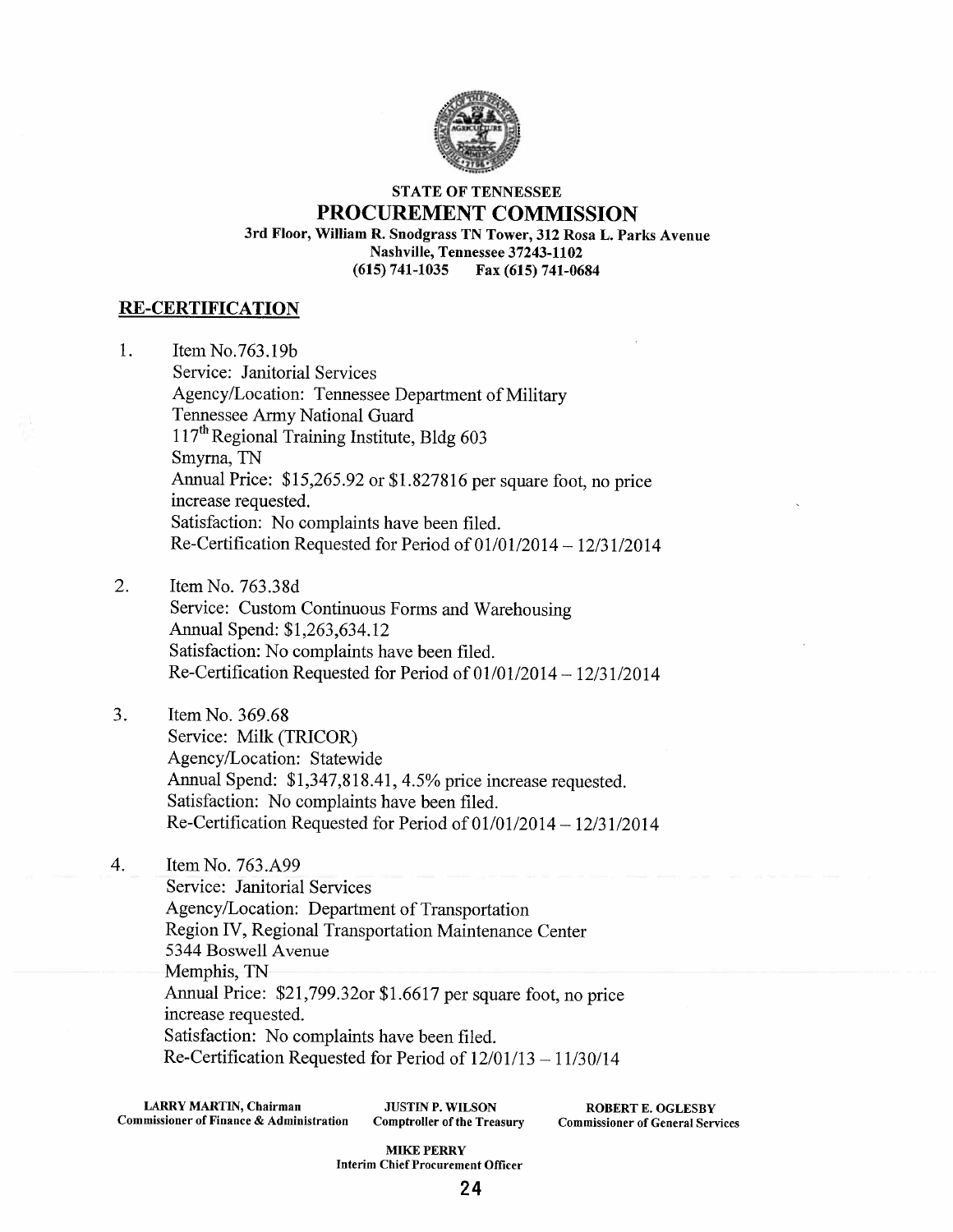STATE OF TENNESSEE

# PROCUREMENT COMMISSION

3rd Floor, William R. Snodgrass TN Tower, 312 Rosa L. Parks Avenue
Nashville, Tennessee 37243-1102
(615) 741-1035 Fax (615) 741-0684

## RE-CERTIFICATION

1. Item No.763.19b
   Service: Janitorial Services
   Agency/Location: Tennessee Department of Military
   Tennessee Army National Guard
   117th Regional Training Institute, Bldg 603
   Smyrna, TN
   Annual Price: $15,265.92 or $1.827816 per square foot, no price increase requested.
   Satisfaction: No complaints have been filed.
   Re-Certification Requested for Period of 01/01/2014 – 12/31/2014

2. Item No. 763.38d
   Service: Custom Continuous Forms and Warehousing
   Annual Spend: $1,263,634.12
   Satisfaction: No complaints have been filed.
   Re-Certification Requested for Period of 01/01/2014 – 12/31/2014

3. Item No. 369.68
   Service: Milk (TRICOR)
   Agency/Location: Statewide
   Annual Spend: $1,347,818.41, 4.5% price increase requested.
   Satisfaction: No complaints have been filed.
   Re-Certification Requested for Period of 01/01/2014 – 12/31/2014

4. Item No. 763.A99
   Service: Janitorial Services
   Agency/Location: Department of Transportation
   Region IV, Regional Transportation Maintenance Center
   5344 Boswell Avenue
   Memphis, TN
   Annual Price: $21,799.32or $1.6617 per square foot, no price increase requested.
   Satisfaction: No complaints have been filed.
   Re-Certification Requested for Period of 12/01/13 – 11/30/14

LARRY MARTIN, Chairman, Commissioner of Finance & Administration
JUSTIN P. WILSON, Comptroller of the Treasury
ROBERT E. OGLESBY, Commissioner of General Services

MIKE PERRY, Interim Chief Procurement Officer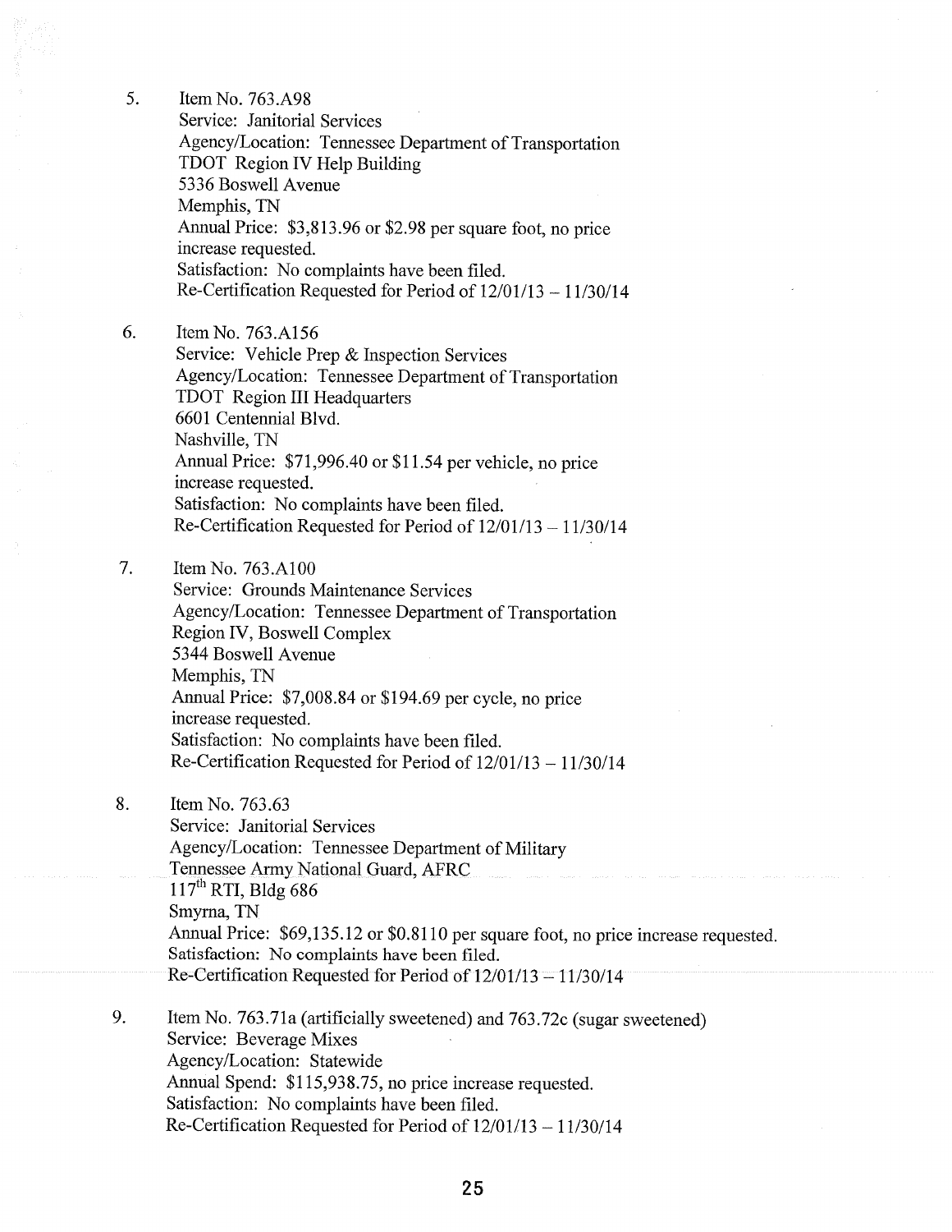5. Item No. 763.A98
   Service: Janitorial Services
   Agency/Location: Tennessee Department of Transportation
   TDOT Region IV Help Building
   5336 Boswell Avenue
   Memphis, TN
   Annual Price: $3,813.96 or $2.98 per square foot, no price increase requested.
   Satisfaction: No complaints have been filed.
   Re-Certification Requested for Period of 12/01/13 – 11/30/14

6. Item No. 763.A156
   Service: Vehicle Prep & Inspection Services
   Agency/Location: Tennessee Department of Transportation
   TDOT Region III Headquarters
   6601 Centennial Blvd.
   Nashville, TN
   Annual Price: $71,996.40 or $11.54 per vehicle, no price increase requested.
   Satisfaction: No complaints have been filed.
   Re-Certification Requested for Period of 12/01/13 – 11/30/14

7. Item No. 763.A100
   Service: Grounds Maintenance Services
   Agency/Location: Tennessee Department of Transportation
   Region IV, Boswell Complex
   5344 Boswell Avenue
   Memphis, TN
   Annual Price: $7,008.84 or $194.69 per cycle, no price increase requested.
   Satisfaction: No complaints have been filed.
   Re-Certification Requested for Period of 12/01/13 – 11/30/14

8. Item No. 763.63
   Service: Janitorial Services
   Agency/Location: Tennessee Department of Military
   Tennessee Army National Guard, AFRC
   117th RTI, Bldg 686
   Smyrna, TN
   Annual Price: $69,135.12 or $0.8110 per square foot, no price increase requested.
   Satisfaction: No complaints have been filed.
   Re-Certification Requested for Period of 12/01/13 – 11/30/14

9. Item No. 763.71a (artificially sweetened) and 763.72c (sugar sweetened)
   Service: Beverage Mixes
   Agency/Location: Statewide
   Annual Spend: $115,938.75, no price increase requested.
   Satisfaction: No complaints have been filed.
   Re-Certification Requested for Period of 12/01/13 – 11/30/14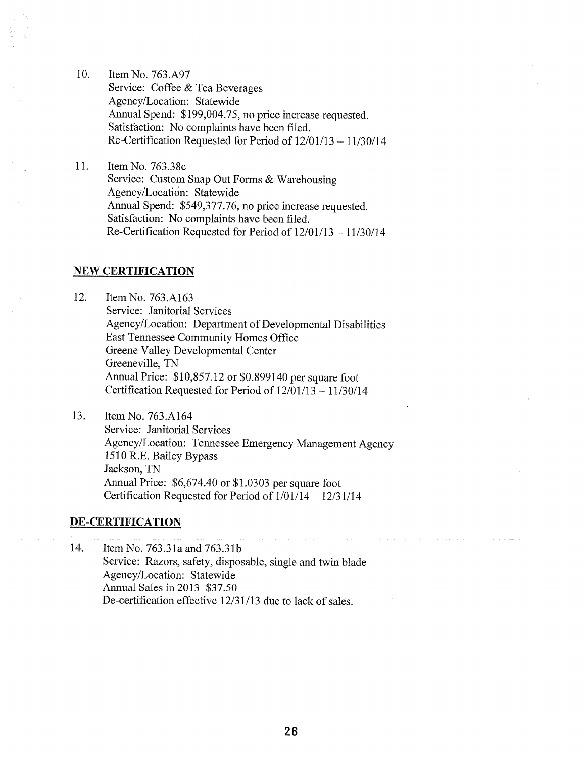10. Item No. 763.A97
    Service: Coffee & Tea Beverages
    Agency/Location: Statewide
    Annual Spend: $199,004.75, no price increase requested.
    Satisfaction: No complaints have been filed.
    Re-Certification Requested for Period of 12/01/13 – 11/30/14

11. Item No. 763.38c
    Service: Custom Snap Out Forms & Warehousing
    Agency/Location: Statewide
    Annual Spend: $549,377.76, no price increase requested.
    Satisfaction: No complaints have been filed.
    Re-Certification Requested for Period of 12/01/13 – 11/30/14

**NEW CERTIFICATION**

12. Item No. 763.A163
    Service: Janitorial Services
    Agency/Location: Department of Developmental Disabilities
    East Tennessee Community Homes Office
    Greene Valley Developmental Center
    Greeneville, TN
    Annual Price: $10,857.12 or $0.899140 per square foot
    Certification Requested for Period of 12/01/13 – 11/30/14

13. Item No. 763.A164
    Service: Janitorial Services
    Agency/Location: Tennessee Emergency Management Agency
    1510 R.E. Bailey Bypass
    Jackson, TN
    Annual Price: $6,674.40 or $1.0303 per square foot
    Certification Requested for Period of 1/01/14 – 12/31/14

**DE-CERTIFICATION**

14. Item No. 763.31a and 763.31b
    Service: Razors, safety, disposable, single and twin blade
    Agency/Location: Statewide
    Annual Sales in 2013 $37.50
    De-certification effective 12/31/13 due to lack of sales.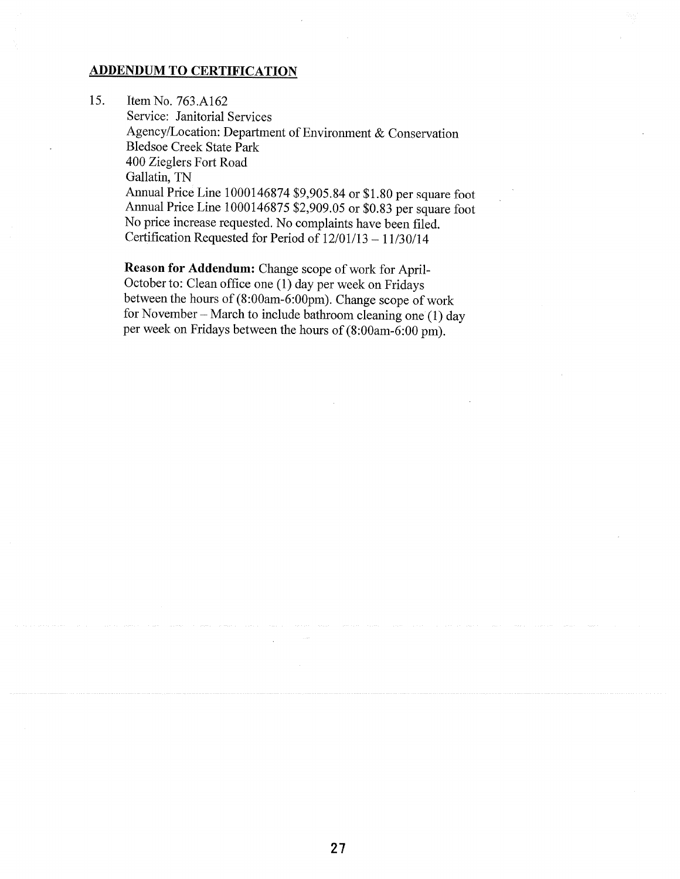## ADDENDUM TO CERTIFICATION

15. Item No. 763.A162
    Service: Janitorial Services
    Agency/Location: Department of Environment & Conservation
    Bledsoe Creek State Park
    400 Zieglers Fort Road
    Gallatin, TN
    Annual Price Line 1000146874 $9,905.84 or $1.80 per square foot
    Annual Price Line 1000146875 $2,909.05 or $0.83 per square foot
    No price increase requested. No complaints have been filed.
    Certification Requested for Period of 12/01/13 – 11/30/14

    **Reason for Addendum:** Change scope of work for April-October to: Clean office one (1) day per week on Fridays between the hours of (8:00am-6:00pm). Change scope of work for November – March to include bathroom cleaning one (1) day per week on Fridays between the hours of (8:00am-6:00 pm).